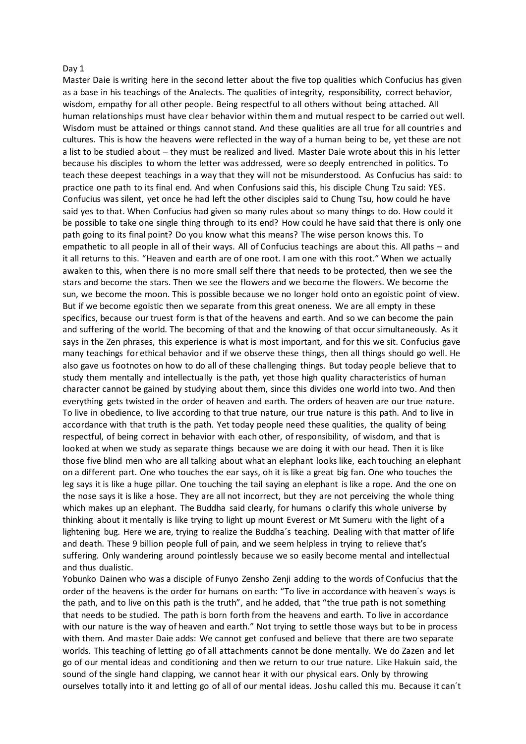Day 1

Master Daie is writing here in the second letter about the five top qualities which Confucius has given as a base in his teachings of the Analects. The qualities of integrity, responsibility, correct behavior, wisdom, empathy for all other people. Being respectful to all others without being attached. All human relationships must have clear behavior within them and mutual respect to be carried out well. Wisdom must be attained or things cannot stand. And these qualities are all true for all countries and cultures. This is how the heavens were reflected in the way of a human being to be, yet these are not a list to be studied about – they must be realized and lived. Master Daie wrote about this in his letter because his disciples to whom the letter was addressed, were so deeply entrenched in politics. To teach these deepest teachings in a way that they will not be misunderstood. As Confucius has said: to practice one path to its final end. And when Confusions said this, his disciple Chung Tzu said: YES. Confucius was silent, yet once he had left the other disciples said to Chung Tsu, how could he have said yes to that. When Confucius had given so many rules about so many things to do. How could it be possible to take one single thing through to its end? How could he have said that there is only one path going to its final point? Do you know what this means? The wise person knows this. To empathetic to all people in all of their ways. All of Confucius teachings are about this. All paths – and it all returns to this. "Heaven and earth are of one root. I am one with this root." When we actually awaken to this, when there is no more small self there that needs to be protected, then we see the stars and become the stars. Then we see the flowers and we become the flowers. We become the sun, we become the moon. This is possible because we no longer hold onto an egoistic point of view. But if we become egoistic then we separate from this great oneness. We are all empty in these specifics, because our truest form is that of the heavens and earth. And so we can become the pain and suffering of the world. The becoming of that and the knowing of that occur simultaneously. As it says in the Zen phrases, this experience is what is most important, and for this we sit. Confucius gave many teachings for ethical behavior and if we observe these things, then all things should go well. He also gave us footnotes on how to do all of these challenging things. But today people believe that to study them mentally and intellectually is the path, yet those high quality characteristics of human character cannot be gained by studying about them, since this divides one world into two. And then everything gets twisted in the order of heaven and earth. The orders of heaven are our true nature. To live in obedience, to live according to that true nature, our true nature is this path. And to live in accordance with that truth is the path. Yet today people need these qualities, the quality of being respectful, of being correct in behavior with each other, of responsibility, of wisdom, and that is looked at when we study as separate things because we are doing it with our head. Then it is like those five blind men who are all talking about what an elephant looks like, each touching an elephant on a different part. One who touches the ear says, oh it is like a great big fan. One who touches the leg says it is like a huge pillar. One touching the tail saying an elephant is like a rope. And the one on the nose says it is like a hose. They are all not incorrect, but they are not perceiving the whole thing which makes up an elephant. The Buddha said clearly, for humans o clarify this whole universe by thinking about it mentally is like trying to light up mount Everest or Mt Sumeru with the light of a lightening bug. Here we are, trying to realize the Buddha´s teaching. Dealing with that matter of life and death. These 9 billion people full of pain, and we seem helpless in trying to relieve that's suffering. Only wandering around pointlessly because we so easily become mental and intellectual and thus dualistic.

Yobunko Dainen who was a disciple of Funyo Zensho Zenji adding to the words of Confucius that the order of the heavens is the order for humans on earth: "To live in accordance with heaven´s ways is the path, and to live on this path is the truth", and he added, that "the true path is not something that needs to be studied. The path is born forth from the heavens and earth. To live in accordance with our nature is the way of heaven and earth." Not trying to settle those ways but to be in process with them. And master Daie adds: We cannot get confused and believe that there are two separate worlds. This teaching of letting go of all attachments cannot be done mentally. We do Zazen and let go of our mental ideas and conditioning and then we return to our true nature. Like Hakuin said, the sound of the single hand clapping, we cannot hear it with our physical ears. Only by throwing ourselves totally into it and letting go of all of our mental ideas. Joshu called this mu. Because it can´t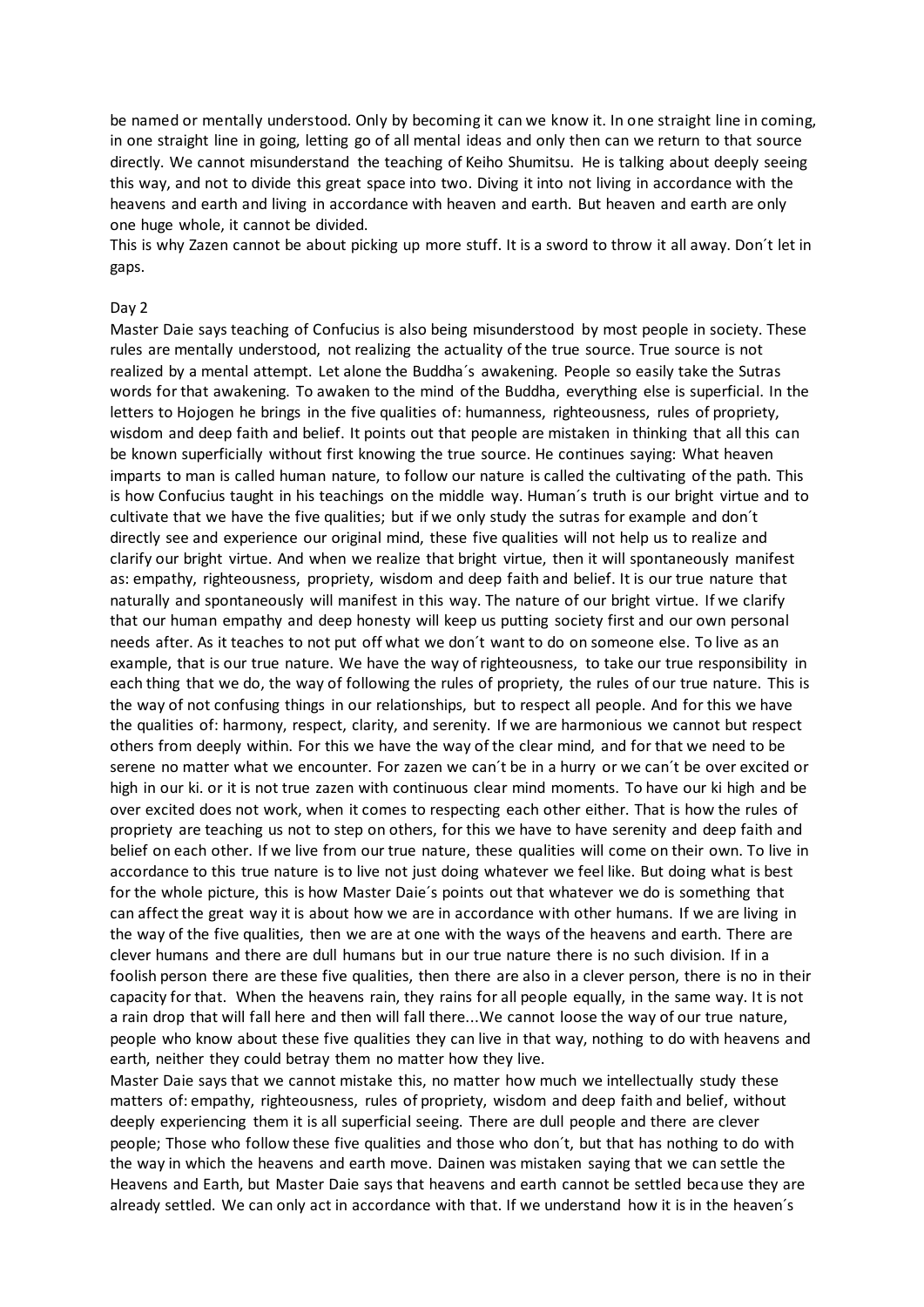be named or mentally understood. Only by becoming it can we know it. In one straight line in coming, in one straight line in going, letting go of all mental ideas and only then can we return to that source directly. We cannot misunderstand the teaching of Keiho Shumitsu. He is talking about deeply seeing this way, and not to divide this great space into two. Diving it into not living in accordance with the heavens and earth and living in accordance with heaven and earth. But heaven and earth are only one huge whole, it cannot be divided.
This is why Zazen cannot be about picking up more stuff. It is a sword to throw it all away. Don´t let in gaps.

Day 2

Master Daie says teaching of Confucius is also being misunderstood by most people in society. These rules are mentally understood, not realizing the actuality of the true source. True source is not realized by a mental attempt. Let alone the Buddha´s awakening. People so easily take the Sutras words for that awakening. To awaken to the mind of the Buddha, everything else is superficial. In the letters to Hojogen he brings in the five qualities of: humanness, righteousness, rules of propriety, wisdom and deep faith and belief. It points out that people are mistaken in thinking that all this can be known superficially without first knowing the true source. He continues saying: What heaven imparts to man is called human nature, to follow our nature is called the cultivating of the path. This is how Confucius taught in his teachings on the middle way. Human´s truth is our bright virtue and to cultivate that we have the five qualities; but if we only study the sutras for example and don´t directly see and experience our original mind, these five qualities will not help us to realize and clarify our bright virtue. And when we realize that bright virtue, then it will spontaneously manifest as: empathy, righteousness, propriety, wisdom and deep faith and belief. It is our true nature that naturally and spontaneously will manifest in this way. The nature of our bright virtue. If we clarify that our human empathy and deep honesty will keep us putting society first and our own personal needs after. As it teaches to not put off what we don´t want to do on someone else. To live as an example, that is our true nature. We have the way of righteousness, to take our true responsibility in each thing that we do, the way of following the rules of propriety, the rules of our true nature. This is the way of not confusing things in our relationships, but to respect all people. And for this we have the qualities of: harmony, respect, clarity, and serenity. If we are harmonious we cannot but respect others from deeply within. For this we have the way of the clear mind, and for that we need to be serene no matter what we encounter. For zazen we can´t be in a hurry or we can´t be over excited or high in our ki. or it is not true zazen with continuous clear mind moments. To have our ki high and be over excited does not work, when it comes to respecting each other either. That is how the rules of propriety are teaching us not to step on others, for this we have to have serenity and deep faith and belief on each other. If we live from our true nature, these qualities will come on their own. To live in accordance to this true nature is to live not just doing whatever we feel like. But doing what is best for the whole picture, this is how Master Daie´s points out that whatever we do is something that can affect the great way it is about how we are in accordance with other humans. If we are living in the way of the five qualities, then we are at one with the ways of the heavens and earth. There are clever humans and there are dull humans but in our true nature there is no such division. If in a foolish person there are these five qualities, then there are also in a clever person, there is no in their capacity for that. When the heavens rain, they rains for all people equally, in the same way. It is not a rain drop that will fall here and then will fall there...We cannot loose the way of our true nature, people who know about these five qualities they can live in that way, nothing to do with heavens and earth, neither they could betray them no matter how they live.
Master Daie says that we cannot mistake this, no matter how much we intellectually study these matters of: empathy, righteousness, rules of propriety, wisdom and deep faith and belief, without deeply experiencing them it is all superficial seeing. There are dull people and there are clever people; Those who follow these five qualities and those who don´t, but that has nothing to do with the way in which the heavens and earth move. Dainen was mistaken saying that we can settle the Heavens and Earth, but Master Daie says that heavens and earth cannot be settled because they are already settled. We can only act in accordance with that. If we understand how it is in the heaven´s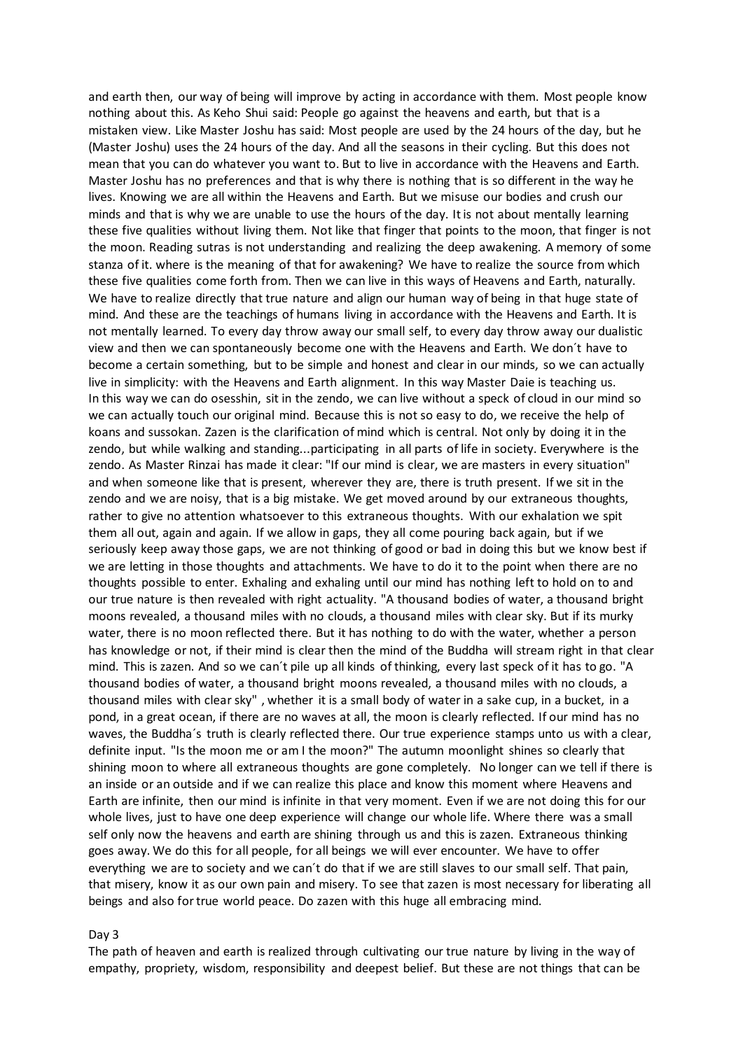and earth then, our way of being will improve by acting in accordance with them. Most people know nothing about this. As Keho Shui said: People go against the heavens and earth, but that is a mistaken view. Like Master Joshu has said: Most people are used by the 24 hours of the day, but he (Master Joshu) uses the 24 hours of the day. And all the seasons in their cycling. But this does not mean that you can do whatever you want to. But to live in accordance with the Heavens and Earth. Master Joshu has no preferences and that is why there is nothing that is so different in the way he lives. Knowing we are all within the Heavens and Earth. But we misuse our bodies and crush our minds and that is why we are unable to use the hours of the day. It is not about mentally learning these five qualities without living them. Not like that finger that points to the moon, that finger is not the moon. Reading sutras is not understanding and realizing the deep awakening. A memory of some stanza of it. where is the meaning of that for awakening? We have to realize the source from which these five qualities come forth from. Then we can live in this ways of Heavens and Earth, naturally. We have to realize directly that true nature and align our human way of being in that huge state of mind. And these are the teachings of humans living in accordance with the Heavens and Earth. It is not mentally learned. To every day throw away our small self, to every day throw away our dualistic view and then we can spontaneously become one with the Heavens and Earth. We don´t have to become a certain something, but to be simple and honest and clear in our minds, so we can actually live in simplicity: with the Heavens and Earth alignment. In this way Master Daie is teaching us. In this way we can do osesshin, sit in the zendo, we can live without a speck of cloud in our mind so we can actually touch our original mind. Because this is not so easy to do, we receive the help of koans and sussokan. Zazen is the clarification of mind which is central. Not only by doing it in the zendo, but while walking and standing...participating in all parts of life in society. Everywhere is the zendo. As Master Rinzai has made it clear: "If our mind is clear, we are masters in every situation" and when someone like that is present, wherever they are, there is truth present. If we sit in the zendo and we are noisy, that is a big mistake. We get moved around by our extraneous thoughts, rather to give no attention whatsoever to this extraneous thoughts. With our exhalation we spit them all out, again and again. If we allow in gaps, they all come pouring back again, but if we seriously keep away those gaps, we are not thinking of good or bad in doing this but we know best if we are letting in those thoughts and attachments. We have to do it to the point when there are no thoughts possible to enter. Exhaling and exhaling until our mind has nothing left to hold on to and our true nature is then revealed with right actuality. "A thousand bodies of water, a thousand bright moons revealed, a thousand miles with no clouds, a thousand miles with clear sky. But if its murky water, there is no moon reflected there. But it has nothing to do with the water, whether a person has knowledge or not, if their mind is clear then the mind of the Buddha will stream right in that clear mind. This is zazen. And so we can´t pile up all kinds of thinking, every last speck of it has to go. "A thousand bodies of water, a thousand bright moons revealed, a thousand miles with no clouds, a thousand miles with clear sky" , whether it is a small body of water in a sake cup, in a bucket, in a pond, in a great ocean, if there are no waves at all, the moon is clearly reflected. If our mind has no waves, the Buddha´s truth is clearly reflected there. Our true experience stamps unto us with a clear, definite input. "Is the moon me or am I the moon?" The autumn moonlight shines so clearly that shining moon to where all extraneous thoughts are gone completely. No longer can we tell if there is an inside or an outside and if we can realize this place and know this moment where Heavens and Earth are infinite, then our mind is infinite in that very moment. Even if we are not doing this for our whole lives, just to have one deep experience will change our whole life. Where there was a small self only now the heavens and earth are shining through us and this is zazen. Extraneous thinking goes away. We do this for all people, for all beings we will ever encounter. We have to offer everything we are to society and we can´t do that if we are still slaves to our small self. That pain, that misery, know it as our own pain and misery. To see that zazen is most necessary for liberating all beings and also for true world peace. Do zazen with this huge all embracing mind.

Day 3

The path of heaven and earth is realized through cultivating our true nature by living in the way of empathy, propriety, wisdom, responsibility and deepest belief. But these are not things that can be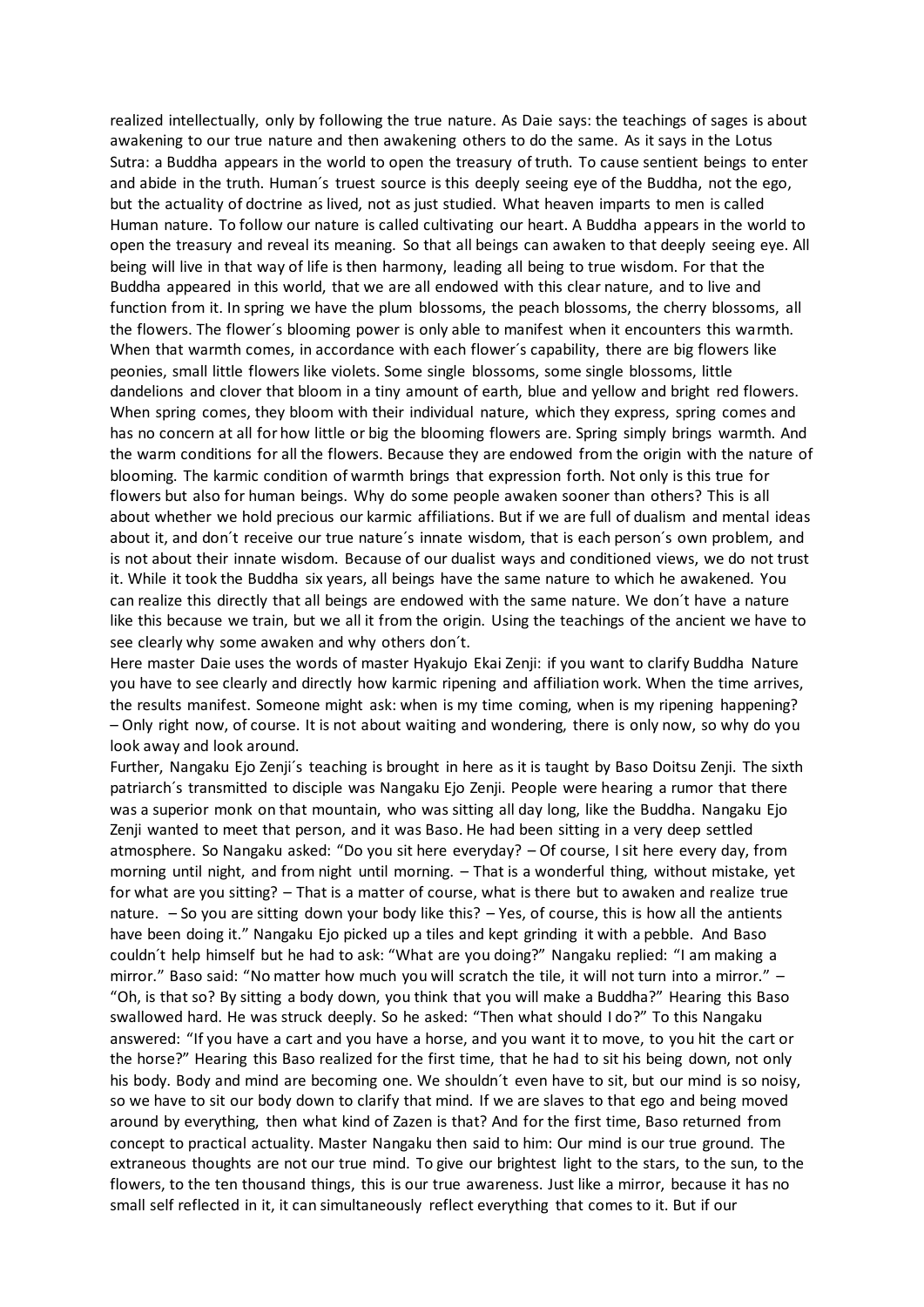realized intellectually, only by following the true nature. As Daie says: the teachings of sages is about awakening to our true nature and then awakening others to do the same. As it says in the Lotus Sutra: a Buddha appears in the world to open the treasury of truth. To cause sentient beings to enter and abide in the truth. Human´s truest source is this deeply seeing eye of the Buddha, not the ego, but the actuality of doctrine as lived, not as just studied. What heaven imparts to men is called Human nature. To follow our nature is called cultivating our heart. A Buddha appears in the world to open the treasury and reveal its meaning. So that all beings can awaken to that deeply seeing eye. All being will live in that way of life is then harmony, leading all being to true wisdom. For that the Buddha appeared in this world, that we are all endowed with this clear nature, and to live and function from it. In spring we have the plum blossoms, the peach blossoms, the cherry blossoms, all the flowers. The flower´s blooming power is only able to manifest when it encounters this warmth. When that warmth comes, in accordance with each flower´s capability, there are big flowers like peonies, small little flowers like violets. Some single blossoms, some single blossoms, little dandelions and clover that bloom in a tiny amount of earth, blue and yellow and bright red flowers. When spring comes, they bloom with their individual nature, which they express, spring comes and has no concern at all for how little or big the blooming flowers are. Spring simply brings warmth. And the warm conditions for all the flowers. Because they are endowed from the origin with the nature of blooming. The karmic condition of warmth brings that expression forth. Not only is this true for flowers but also for human beings. Why do some people awaken sooner than others? This is all about whether we hold precious our karmic affiliations. But if we are full of dualism and mental ideas about it, and don´t receive our true nature´s innate wisdom, that is each person´s own problem, and is not about their innate wisdom. Because of our dualist ways and conditioned views, we do not trust it. While it took the Buddha six years, all beings have the same nature to which he awakened. You can realize this directly that all beings are endowed with the same nature. We don´t have a nature like this because we train, but we all it from the origin. Using the teachings of the ancient we have to see clearly why some awaken and why others don´t.

Here master Daie uses the words of master Hyakujo Ekai Zenji: if you want to clarify Buddha Nature you have to see clearly and directly how karmic ripening and affiliation work. When the time arrives, the results manifest. Someone might ask: when is my time coming, when is my ripening happening? – Only right now, of course. It is not about waiting and wondering, there is only now, so why do you look away and look around.

Further, Nangaku Ejo Zenji´s teaching is brought in here as it is taught by Baso Doitsu Zenji. The sixth patriarch´s transmitted to disciple was Nangaku Ejo Zenji. People were hearing a rumor that there was a superior monk on that mountain, who was sitting all day long, like the Buddha. Nangaku Ejo Zenji wanted to meet that person, and it was Baso. He had been sitting in a very deep settled atmosphere. So Nangaku asked: "Do you sit here everyday? – Of course, I sit here every day, from morning until night, and from night until morning. – That is a wonderful thing, without mistake, yet for what are you sitting? – That is a matter of course, what is there but to awaken and realize true nature. – So you are sitting down your body like this? – Yes, of course, this is how all the antients have been doing it." Nangaku Ejo picked up a tiles and kept grinding it with a pebble. And Baso couldn´t help himself but he had to ask: "What are you doing?" Nangaku replied: "I am making a mirror." Baso said: "No matter how much you will scratch the tile, it will not turn into a mirror." – "Oh, is that so? By sitting a body down, you think that you will make a Buddha?" Hearing this Baso swallowed hard. He was struck deeply. So he asked: "Then what should I do?" To this Nangaku answered: "If you have a cart and you have a horse, and you want it to move, to you hit the cart or the horse?" Hearing this Baso realized for the first time, that he had to sit his being down, not only his body. Body and mind are becoming one. We shouldn´t even have to sit, but our mind is so noisy, so we have to sit our body down to clarify that mind. If we are slaves to that ego and being moved around by everything, then what kind of Zazen is that? And for the first time, Baso returned from concept to practical actuality. Master Nangaku then said to him: Our mind is our true ground. The extraneous thoughts are not our true mind. To give our brightest light to the stars, to the sun, to the flowers, to the ten thousand things, this is our true awareness. Just like a mirror, because it has no small self reflected in it, it can simultaneously reflect everything that comes to it. But if our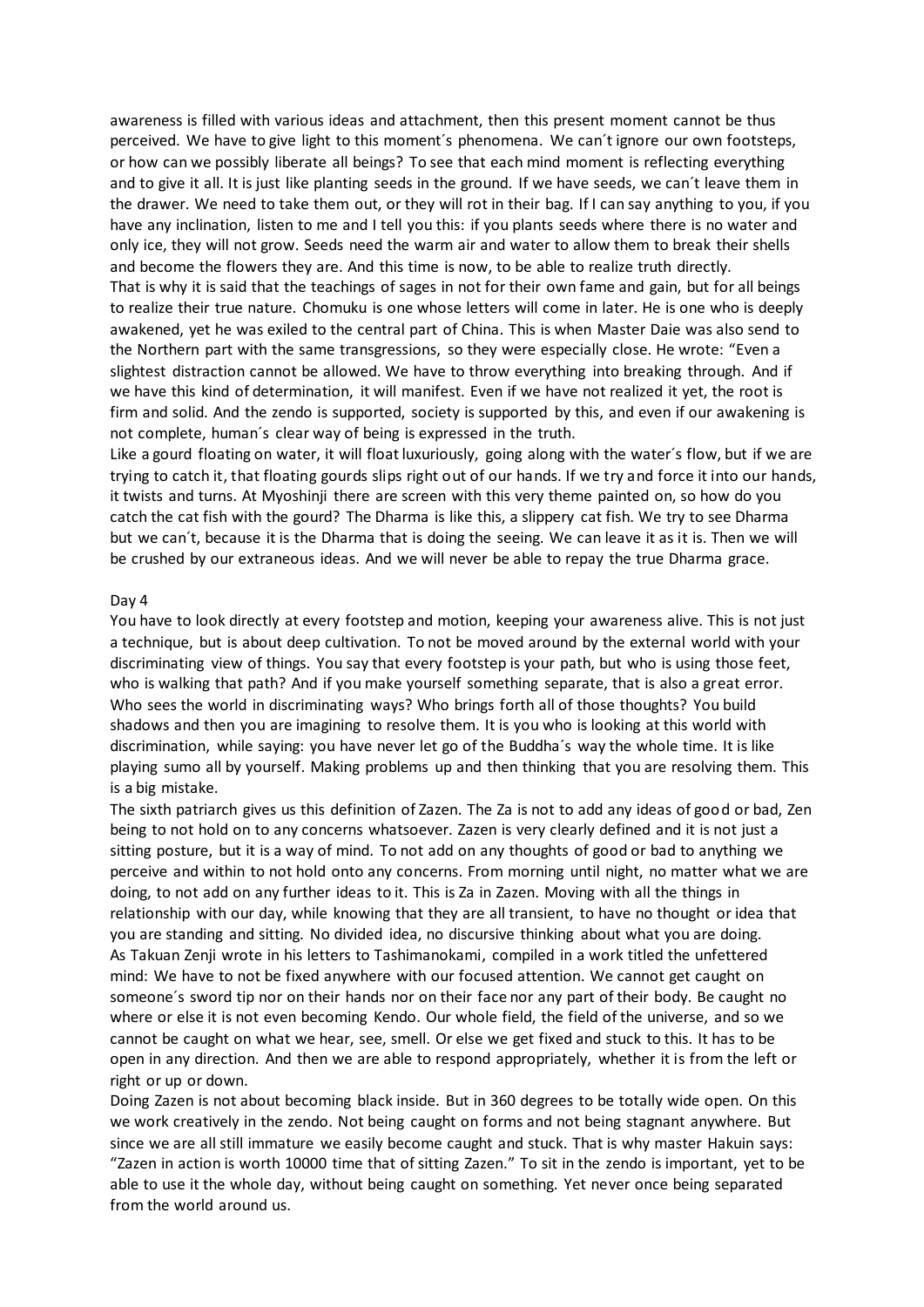awareness is filled with various ideas and attachment, then this present moment cannot be thus perceived. We have to give light to this moment´s phenomena. We can´t ignore our own footsteps, or how can we possibly liberate all beings? To see that each mind moment is reflecting everything and to give it all. It is just like planting seeds in the ground. If we have seeds, we can´t leave them in the drawer. We need to take them out, or they will rot in their bag. If I can say anything to you, if you have any inclination, listen to me and I tell you this: if you plants seeds where there is no water and only ice, they will not grow. Seeds need the warm air and water to allow them to break their shells and become the flowers they are. And this time is now, to be able to realize truth directly.

That is why it is said that the teachings of sages in not for their own fame and gain, but for all beings to realize their true nature. Chomuku is one whose letters will come in later. He is one who is deeply awakened, yet he was exiled to the central part of China. This is when Master Daie was also send to the Northern part with the same transgressions, so they were especially close. He wrote: "Even a slightest distraction cannot be allowed. We have to throw everything into breaking through. And if we have this kind of determination, it will manifest. Even if we have not realized it yet, the root is firm and solid. And the zendo is supported, society is supported by this, and even if our awakening is not complete, human´s clear way of being is expressed in the truth.

Like a gourd floating on water, it will float luxuriously, going along with the water´s flow, but if we are trying to catch it, that floating gourds slips right out of our hands. If we try and force it into our hands, it twists and turns. At Myoshinji there are screen with this very theme painted on, so how do you catch the cat fish with the gourd? The Dharma is like this, a slippery cat fish. We try to see Dharma but we can´t, because it is the Dharma that is doing the seeing. We can leave it as it is. Then we will be crushed by our extraneous ideas. And we will never be able to repay the true Dharma grace.

Day 4

You have to look directly at every footstep and motion, keeping your awareness alive. This is not just a technique, but is about deep cultivation. To not be moved around by the external world with your discriminating view of things. You say that every footstep is your path, but who is using those feet, who is walking that path? And if you make yourself something separate, that is also a great error. Who sees the world in discriminating ways? Who brings forth all of those thoughts? You build shadows and then you are imagining to resolve them. It is you who is looking at this world with discrimination, while saying: you have never let go of the Buddha´s way the whole time. It is like playing sumo all by yourself. Making problems up and then thinking that you are resolving them. This is a big mistake.

The sixth patriarch gives us this definition of Zazen. The Za is not to add any ideas of good or bad, Zen being to not hold on to any concerns whatsoever. Zazen is very clearly defined and it is not just a sitting posture, but it is a way of mind. To not add on any thoughts of good or bad to anything we perceive and within to not hold onto any concerns. From morning until night, no matter what we are doing, to not add on any further ideas to it. This is Za in Zazen. Moving with all the things in relationship with our day, while knowing that they are all transient, to have no thought or idea that you are standing and sitting. No divided idea, no discursive thinking about what you are doing.

As Takuan Zenji wrote in his letters to Tashimanokami, compiled in a work titled the unfettered mind: We have to not be fixed anywhere with our focused attention. We cannot get caught on someone´s sword tip nor on their hands nor on their face nor any part of their body. Be caught no where or else it is not even becoming Kendo. Our whole field, the field of the universe, and so we cannot be caught on what we hear, see, smell. Or else we get fixed and stuck to this. It has to be open in any direction. And then we are able to respond appropriately, whether it is from the left or right or up or down.

Doing Zazen is not about becoming black inside. But in 360 degrees to be totally wide open. On this we work creatively in the zendo. Not being caught on forms and not being stagnant anywhere. But since we are all still immature we easily become caught and stuck. That is why master Hakuin says: "Zazen in action is worth 10000 time that of sitting Zazen." To sit in the zendo is important, yet to be able to use it the whole day, without being caught on something. Yet never once being separated from the world around us.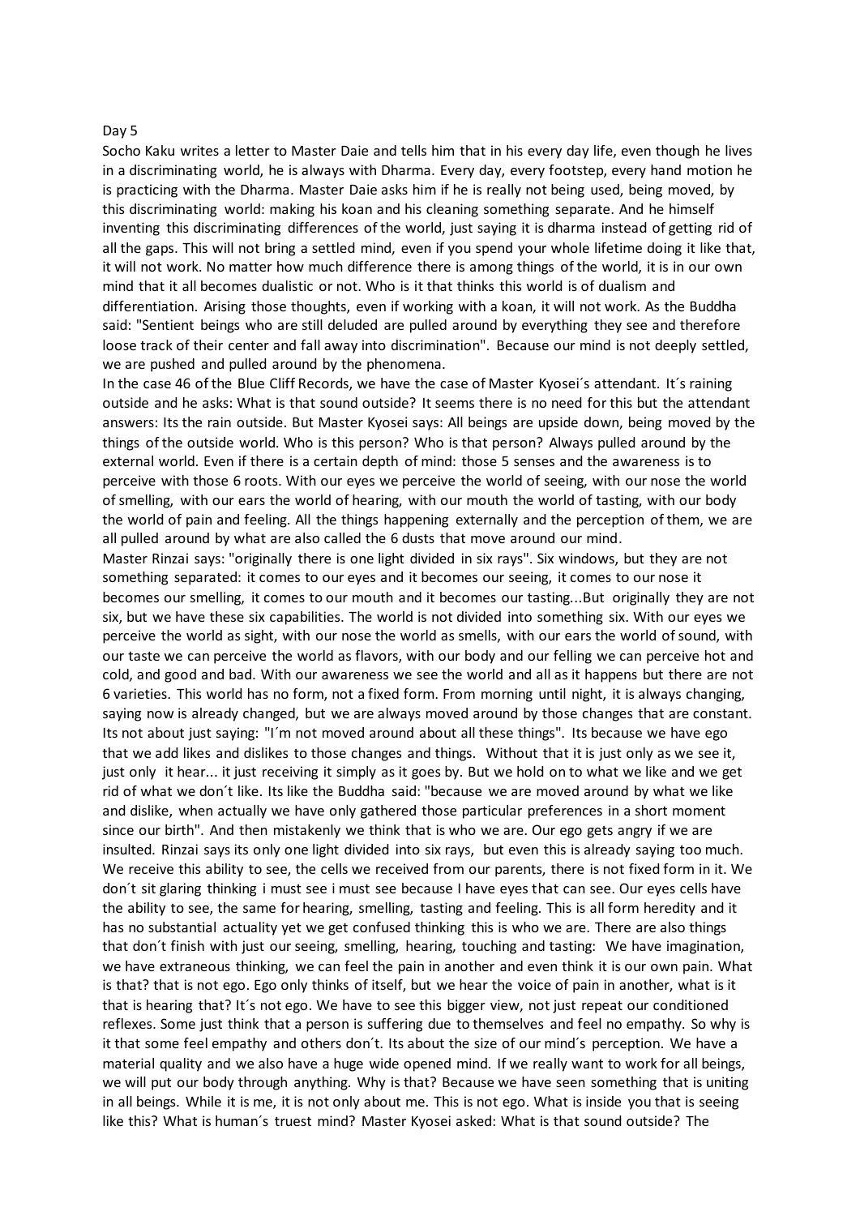Day 5

Socho Kaku writes a letter to Master Daie and tells him that in his every day life, even though he lives in a discriminating world, he is always with Dharma. Every day, every footstep, every hand motion he is practicing with the Dharma. Master Daie asks him if he is really not being used, being moved, by this discriminating world: making his koan and his cleaning something separate. And he himself inventing this discriminating differences of the world, just saying it is dharma instead of getting rid of all the gaps. This will not bring a settled mind, even if you spend your whole lifetime doing it like that, it will not work. No matter how much difference there is among things of the world, it is in our own mind that it all becomes dualistic or not. Who is it that thinks this world is of dualism and differentiation. Arising those thoughts, even if working with a koan, it will not work. As the Buddha said: "Sentient beings who are still deluded are pulled around by everything they see and therefore loose track of their center and fall away into discrimination". Because our mind is not deeply settled, we are pushed and pulled around by the phenomena.

In the case 46 of the Blue Cliff Records, we have the case of Master Kyosei´s attendant. It´s raining outside and he asks: What is that sound outside? It seems there is no need for this but the attendant answers: Its the rain outside. But Master Kyosei says: All beings are upside down, being moved by the things of the outside world. Who is this person? Who is that person? Always pulled around by the external world. Even if there is a certain depth of mind: those 5 senses and the awareness is to perceive with those 6 roots. With our eyes we perceive the world of seeing, with our nose the world of smelling, with our ears the world of hearing, with our mouth the world of tasting, with our body the world of pain and feeling. All the things happening externally and the perception of them, we are all pulled around by what are also called the 6 dusts that move around our mind.

Master Rinzai says: "originally there is one light divided in six rays". Six windows, but they are not something separated: it comes to our eyes and it becomes our seeing, it comes to our nose it becomes our smelling, it comes to our mouth and it becomes our tasting...But originally they are not six, but we have these six capabilities. The world is not divided into something six. With our eyes we perceive the world as sight, with our nose the world as smells, with our ears the world of sound, with our taste we can perceive the world as flavors, with our body and our felling we can perceive hot and cold, and good and bad. With our awareness we see the world and all as it happens but there are not 6 varieties. This world has no form, not a fixed form. From morning until night, it is always changing, saying now is already changed, but we are always moved around by those changes that are constant. Its not about just saying: "I´m not moved around about all these things". Its because we have ego that we add likes and dislikes to those changes and things. Without that it is just only as we see it, just only it hear... it just receiving it simply as it goes by. But we hold on to what we like and we get rid of what we don´t like. Its like the Buddha said: "because we are moved around by what we like and dislike, when actually we have only gathered those particular preferences in a short moment since our birth". And then mistakenly we think that is who we are. Our ego gets angry if we are insulted. Rinzai says its only one light divided into six rays, but even this is already saying too much. We receive this ability to see, the cells we received from our parents, there is not fixed form in it. We don´t sit glaring thinking i must see i must see because I have eyes that can see. Our eyes cells have the ability to see, the same for hearing, smelling, tasting and feeling. This is all form heredity and it has no substantial actuality yet we get confused thinking this is who we are. There are also things that don´t finish with just our seeing, smelling, hearing, touching and tasting: We have imagination, we have extraneous thinking, we can feel the pain in another and even think it is our own pain. What is that? that is not ego. Ego only thinks of itself, but we hear the voice of pain in another, what is it that is hearing that? It´s not ego. We have to see this bigger view, not just repeat our conditioned reflexes. Some just think that a person is suffering due to themselves and feel no empathy. So why is it that some feel empathy and others don´t. Its about the size of our mind´s perception. We have a material quality and we also have a huge wide opened mind. If we really want to work for all beings, we will put our body through anything. Why is that? Because we have seen something that is uniting in all beings. While it is me, it is not only about me. This is not ego. What is inside you that is seeing like this? What is human´s truest mind? Master Kyosei asked: What is that sound outside? The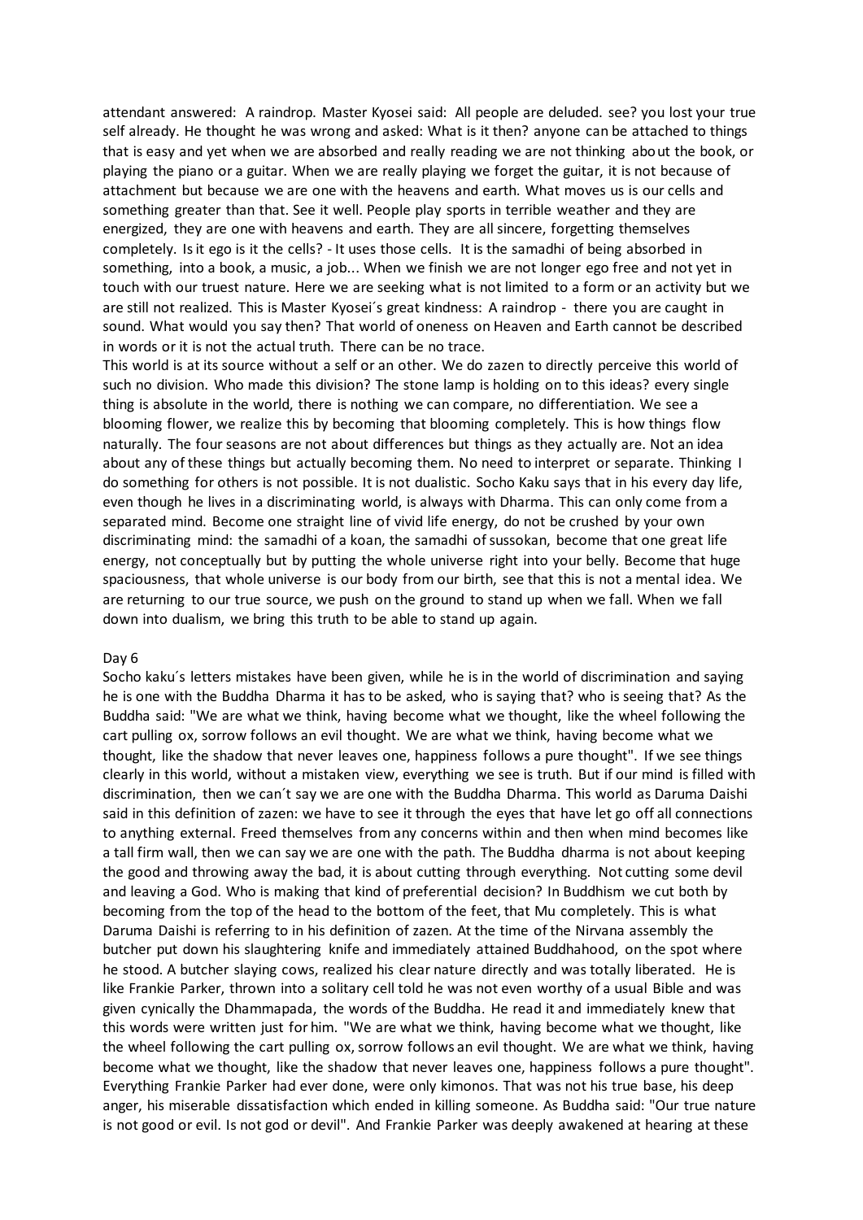attendant answered: A raindrop. Master Kyosei said: All people are deluded. see? you lost your true self already. He thought he was wrong and asked: What is it then? anyone can be attached to things that is easy and yet when we are absorbed and really reading we are not thinking about the book, or playing the piano or a guitar. When we are really playing we forget the guitar, it is not because of attachment but because we are one with the heavens and earth. What moves us is our cells and something greater than that. See it well. People play sports in terrible weather and they are energized, they are one with heavens and earth. They are all sincere, forgetting themselves completely. Is it ego is it the cells? - It uses those cells. It is the samadhi of being absorbed in something, into a book, a music, a job... When we finish we are not longer ego free and not yet in touch with our truest nature. Here we are seeking what is not limited to a form or an activity but we are still not realized. This is Master Kyosei´s great kindness: A raindrop - there you are caught in sound. What would you say then? That world of oneness on Heaven and Earth cannot be described in words or it is not the actual truth. There can be no trace.

This world is at its source without a self or an other. We do zazen to directly perceive this world of such no division. Who made this division? The stone lamp is holding on to this ideas? every single thing is absolute in the world, there is nothing we can compare, no differentiation. We see a blooming flower, we realize this by becoming that blooming completely. This is how things flow naturally. The four seasons are not about differences but things as they actually are. Not an idea about any of these things but actually becoming them. No need to interpret or separate. Thinking I do something for others is not possible. It is not dualistic. Socho Kaku says that in his every day life, even though he lives in a discriminating world, is always with Dharma. This can only come from a separated mind. Become one straight line of vivid life energy, do not be crushed by your own discriminating mind: the samadhi of a koan, the samadhi of sussokan, become that one great life energy, not conceptually but by putting the whole universe right into your belly. Become that huge spaciousness, that whole universe is our body from our birth, see that this is not a mental idea. We are returning to our true source, we push on the ground to stand up when we fall. When we fall down into dualism, we bring this truth to be able to stand up again.

Day 6

Socho kaku´s letters mistakes have been given, while he is in the world of discrimination and saying he is one with the Buddha Dharma it has to be asked, who is saying that? who is seeing that? As the Buddha said: "We are what we think, having become what we thought, like the wheel following the cart pulling ox, sorrow follows an evil thought. We are what we think, having become what we thought, like the shadow that never leaves one, happiness follows a pure thought". If we see things clearly in this world, without a mistaken view, everything we see is truth. But if our mind is filled with discrimination, then we can´t say we are one with the Buddha Dharma. This world as Daruma Daishi said in this definition of zazen: we have to see it through the eyes that have let go off all connections to anything external. Freed themselves from any concerns within and then when mind becomes like a tall firm wall, then we can say we are one with the path. The Buddha dharma is not about keeping the good and throwing away the bad, it is about cutting through everything. Not cutting some devil and leaving a God. Who is making that kind of preferential decision? In Buddhism we cut both by becoming from the top of the head to the bottom of the feet, that Mu completely. This is what Daruma Daishi is referring to in his definition of zazen. At the time of the Nirvana assembly the butcher put down his slaughtering knife and immediately attained Buddhahood, on the spot where he stood. A butcher slaying cows, realized his clear nature directly and was totally liberated. He is like Frankie Parker, thrown into a solitary cell told he was not even worthy of a usual Bible and was given cynically the Dhammapada, the words of the Buddha. He read it and immediately knew that this words were written just for him. "We are what we think, having become what we thought, like the wheel following the cart pulling ox, sorrow follows an evil thought. We are what we think, having become what we thought, like the shadow that never leaves one, happiness follows a pure thought". Everything Frankie Parker had ever done, were only kimonos. That was not his true base, his deep anger, his miserable dissatisfaction which ended in killing someone. As Buddha said: "Our true nature is not good or evil. Is not god or devil". And Frankie Parker was deeply awakened at hearing at these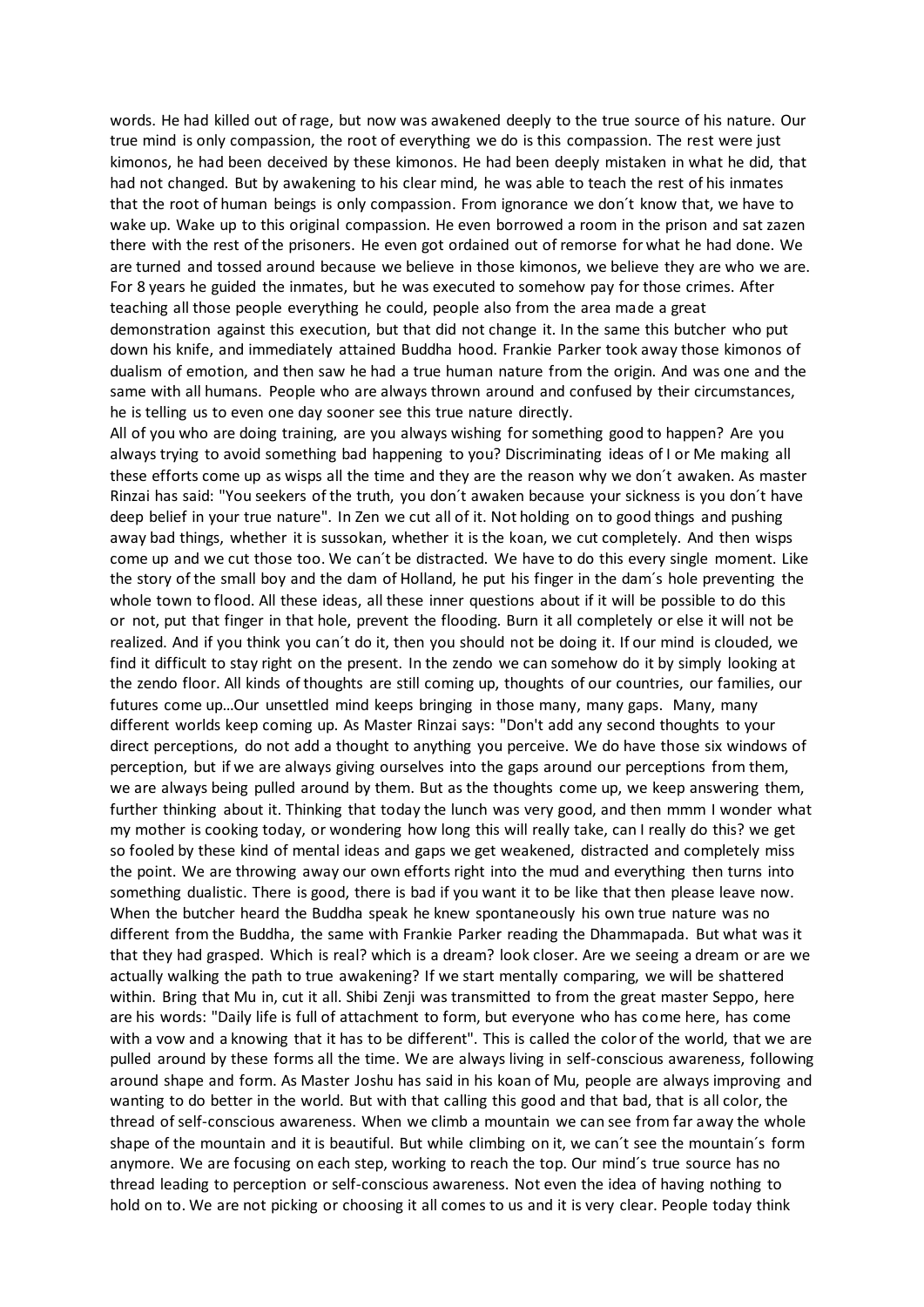words. He had killed out of rage, but now was awakened deeply to the true source of his nature. Our true mind is only compassion, the root of everything we do is this compassion. The rest were just kimonos, he had been deceived by these kimonos. He had been deeply mistaken in what he did, that had not changed. But by awakening to his clear mind, he was able to teach the rest of his inmates that the root of human beings is only compassion. From ignorance we don´t know that, we have to wake up. Wake up to this original compassion. He even borrowed a room in the prison and sat zazen there with the rest of the prisoners. He even got ordained out of remorse for what he had done. We are turned and tossed around because we believe in those kimonos, we believe they are who we are. For 8 years he guided the inmates, but he was executed to somehow pay for those crimes. After teaching all those people everything he could, people also from the area made a great demonstration against this execution, but that did not change it. In the same this butcher who put down his knife, and immediately attained Buddha hood. Frankie Parker took away those kimonos of dualism of emotion, and then saw he had a true human nature from the origin. And was one and the same with all humans. People who are always thrown around and confused by their circumstances, he is telling us to even one day sooner see this true nature directly.

All of you who are doing training, are you always wishing for something good to happen? Are you always trying to avoid something bad happening to you? Discriminating ideas of I or Me making all these efforts come up as wisps all the time and they are the reason why we don´t awaken. As master Rinzai has said: "You seekers of the truth, you don´t awaken because your sickness is you don´t have deep belief in your true nature". In Zen we cut all of it. Not holding on to good things and pushing away bad things, whether it is sussokan, whether it is the koan, we cut completely. And then wisps come up and we cut those too. We can´t be distracted. We have to do this every single moment. Like the story of the small boy and the dam of Holland, he put his finger in the dam´s hole preventing the whole town to flood. All these ideas, all these inner questions about if it will be possible to do this or not, put that finger in that hole, prevent the flooding. Burn it all completely or else it will not be realized. And if you think you can´t do it, then you should not be doing it. If our mind is clouded, we find it difficult to stay right on the present. In the zendo we can somehow do it by simply looking at the zendo floor. All kinds of thoughts are still coming up, thoughts of our countries, our families, our futures come up…Our unsettled mind keeps bringing in those many, many gaps. Many, many different worlds keep coming up. As Master Rinzai says: "Don't add any second thoughts to your direct perceptions, do not add a thought to anything you perceive. We do have those six windows of perception, but if we are always giving ourselves into the gaps around our perceptions from them, we are always being pulled around by them. But as the thoughts come up, we keep answering them, further thinking about it. Thinking that today the lunch was very good, and then mmm I wonder what my mother is cooking today, or wondering how long this will really take, can I really do this? we get so fooled by these kind of mental ideas and gaps we get weakened, distracted and completely miss the point. We are throwing away our own efforts right into the mud and everything then turns into something dualistic. There is good, there is bad if you want it to be like that then please leave now. When the butcher heard the Buddha speak he knew spontaneously his own true nature was no different from the Buddha, the same with Frankie Parker reading the Dhammapada. But what was it that they had grasped. Which is real? which is a dream? look closer. Are we seeing a dream or are we actually walking the path to true awakening? If we start mentally comparing, we will be shattered within. Bring that Mu in, cut it all. Shibi Zenji was transmitted to from the great master Seppo, here are his words: "Daily life is full of attachment to form, but everyone who has come here, has come with a vow and a knowing that it has to be different". This is called the color of the world, that we are pulled around by these forms all the time. We are always living in self-conscious awareness, following around shape and form. As Master Joshu has said in his koan of Mu, people are always improving and wanting to do better in the world. But with that calling this good and that bad, that is all color, the thread of self-conscious awareness. When we climb a mountain we can see from far away the whole shape of the mountain and it is beautiful. But while climbing on it, we can´t see the mountain´s form anymore. We are focusing on each step, working to reach the top. Our mind´s true source has no thread leading to perception or self-conscious awareness. Not even the idea of having nothing to hold on to. We are not picking or choosing it all comes to us and it is very clear. People today think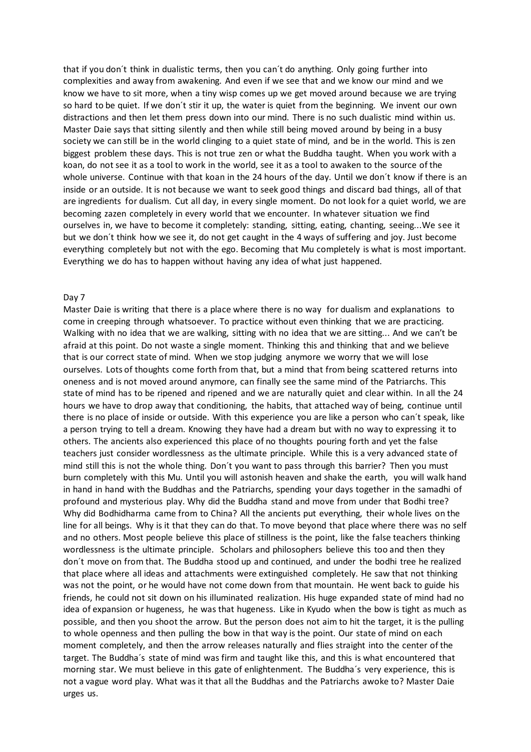that if you don´t think in dualistic terms, then you can´t do anything. Only going further into complexities and away from awakening. And even if we see that and we know our mind and we know we have to sit more, when a tiny wisp comes up we get moved around because we are trying so hard to be quiet. If we don´t stir it up, the water is quiet from the beginning. We invent our own distractions and then let them press down into our mind. There is no such dualistic mind within us. Master Daie says that sitting silently and then while still being moved around by being in a busy society we can still be in the world clinging to a quiet state of mind, and be in the world. This is zen biggest problem these days. This is not true zen or what the Buddha taught. When you work with a koan, do not see it as a tool to work in the world, see it as a tool to awaken to the source of the whole universe. Continue with that koan in the 24 hours of the day. Until we don´t know if there is an inside or an outside. It is not because we want to seek good things and discard bad things, all of that are ingredients for dualism. Cut all day, in every single moment. Do not look for a quiet world, we are becoming zazen completely in every world that we encounter. In whatever situation we find ourselves in, we have to become it completely: standing, sitting, eating, chanting, seeing...We see it but we don´t think how we see it, do not get caught in the 4 ways of suffering and joy. Just become everything completely but not with the ego. Becoming that Mu completely is what is most important. Everything we do has to happen without having any idea of what just happened.

Day 7

Master Daie is writing that there is a place where there is no way for dualism and explanations to come in creeping through whatsoever. To practice without even thinking that we are practicing. Walking with no idea that we are walking, sitting with no idea that we are sitting... And we can't be afraid at this point. Do not waste a single moment. Thinking this and thinking that and we believe that is our correct state of mind. When we stop judging anymore we worry that we will lose ourselves. Lots of thoughts come forth from that, but a mind that from being scattered returns into oneness and is not moved around anymore, can finally see the same mind of the Patriarchs. This state of mind has to be ripened and ripened and we are naturally quiet and clear within. In all the 24 hours we have to drop away that conditioning, the habits, that attached way of being, continue until there is no place of inside or outside. With this experience you are like a person who can´t speak, like a person trying to tell a dream. Knowing they have had a dream but with no way to expressing it to others. The ancients also experienced this place of no thoughts pouring forth and yet the false teachers just consider wordlessness as the ultimate principle. While this is a very advanced state of mind still this is not the whole thing. Don´t you want to pass through this barrier? Then you must burn completely with this Mu. Until you will astonish heaven and shake the earth, you will walk hand in hand in hand with the Buddhas and the Patriarchs, spending your days together in the samadhi of profound and mysterious play. Why did the Buddha stand and move from under that Bodhi tree? Why did Bodhidharma came from to China? All the ancients put everything, their whole lives on the line for all beings. Why is it that they can do that. To move beyond that place where there was no self and no others. Most people believe this place of stillness is the point, like the false teachers thinking wordlessness is the ultimate principle. Scholars and philosophers believe this too and then they don´t move on from that. The Buddha stood up and continued, and under the bodhi tree he realized that place where all ideas and attachments were extinguished completely. He saw that not thinking was not the point, or he would have not come down from that mountain. He went back to guide his friends, he could not sit down on his illuminated realization. His huge expanded state of mind had no idea of expansion or hugeness, he was that hugeness. Like in Kyudo when the bow is tight as much as possible, and then you shoot the arrow. But the person does not aim to hit the target, it is the pulling to whole openness and then pulling the bow in that way is the point. Our state of mind on each moment completely, and then the arrow releases naturally and flies straight into the center of the target. The Buddha´s state of mind was firm and taught like this, and this is what encountered that morning star. We must believe in this gate of enlightenment. The Buddha´s very experience, this is not a vague word play. What was it that all the Buddhas and the Patriarchs awoke to? Master Daie urges us.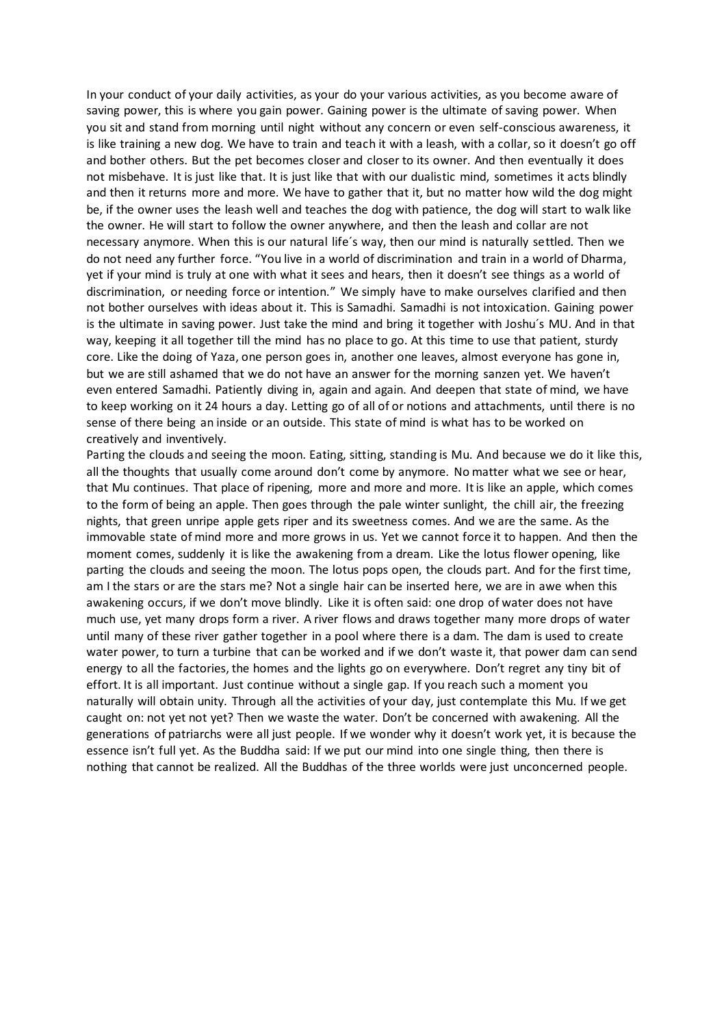In your conduct of your daily activities, as your do your various activities, as you become aware of saving power, this is where you gain power. Gaining power is the ultimate of saving power. When you sit and stand from morning until night without any concern or even self-conscious awareness, it is like training a new dog. We have to train and teach it with a leash, with a collar, so it doesn't go off and bother others. But the pet becomes closer and closer to its owner. And then eventually it does not misbehave. It is just like that. It is just like that with our dualistic mind, sometimes it acts blindly and then it returns more and more. We have to gather that it, but no matter how wild the dog might be, if the owner uses the leash well and teaches the dog with patience, the dog will start to walk like the owner. He will start to follow the owner anywhere, and then the leash and collar are not necessary anymore. When this is our natural life´s way, then our mind is naturally settled. Then we do not need any further force. "You live in a world of discrimination and train in a world of Dharma, yet if your mind is truly at one with what it sees and hears, then it doesn't see things as a world of discrimination, or needing force or intention." We simply have to make ourselves clarified and then not bother ourselves with ideas about it. This is Samadhi. Samadhi is not intoxication. Gaining power is the ultimate in saving power. Just take the mind and bring it together with Joshu´s MU. And in that way, keeping it all together till the mind has no place to go. At this time to use that patient, sturdy core. Like the doing of Yaza, one person goes in, another one leaves, almost everyone has gone in, but we are still ashamed that we do not have an answer for the morning sanzen yet. We haven't even entered Samadhi. Patiently diving in, again and again. And deepen that state of mind, we have to keep working on it 24 hours a day. Letting go of all of or notions and attachments, until there is no sense of there being an inside or an outside. This state of mind is what has to be worked on creatively and inventively.

Parting the clouds and seeing the moon. Eating, sitting, standing is Mu. And because we do it like this, all the thoughts that usually come around don't come by anymore. No matter what we see or hear, that Mu continues. That place of ripening, more and more and more. It is like an apple, which comes to the form of being an apple. Then goes through the pale winter sunlight, the chill air, the freezing nights, that green unripe apple gets riper and its sweetness comes. And we are the same. As the immovable state of mind more and more grows in us. Yet we cannot force it to happen. And then the moment comes, suddenly it is like the awakening from a dream. Like the lotus flower opening, like parting the clouds and seeing the moon. The lotus pops open, the clouds part. And for the first time, am I the stars or are the stars me? Not a single hair can be inserted here, we are in awe when this awakening occurs, if we don't move blindly. Like it is often said: one drop of water does not have much use, yet many drops form a river. A river flows and draws together many more drops of water until many of these river gather together in a pool where there is a dam. The dam is used to create water power, to turn a turbine that can be worked and if we don't waste it, that power dam can send energy to all the factories, the homes and the lights go on everywhere. Don't regret any tiny bit of effort. It is all important. Just continue without a single gap. If you reach such a moment you naturally will obtain unity. Through all the activities of your day, just contemplate this Mu. If we get caught on: not yet not yet? Then we waste the water. Don't be concerned with awakening. All the generations of patriarchs were all just people. If we wonder why it doesn't work yet, it is because the essence isn't full yet. As the Buddha said: If we put our mind into one single thing, then there is nothing that cannot be realized. All the Buddhas of the three worlds were just unconcerned people.